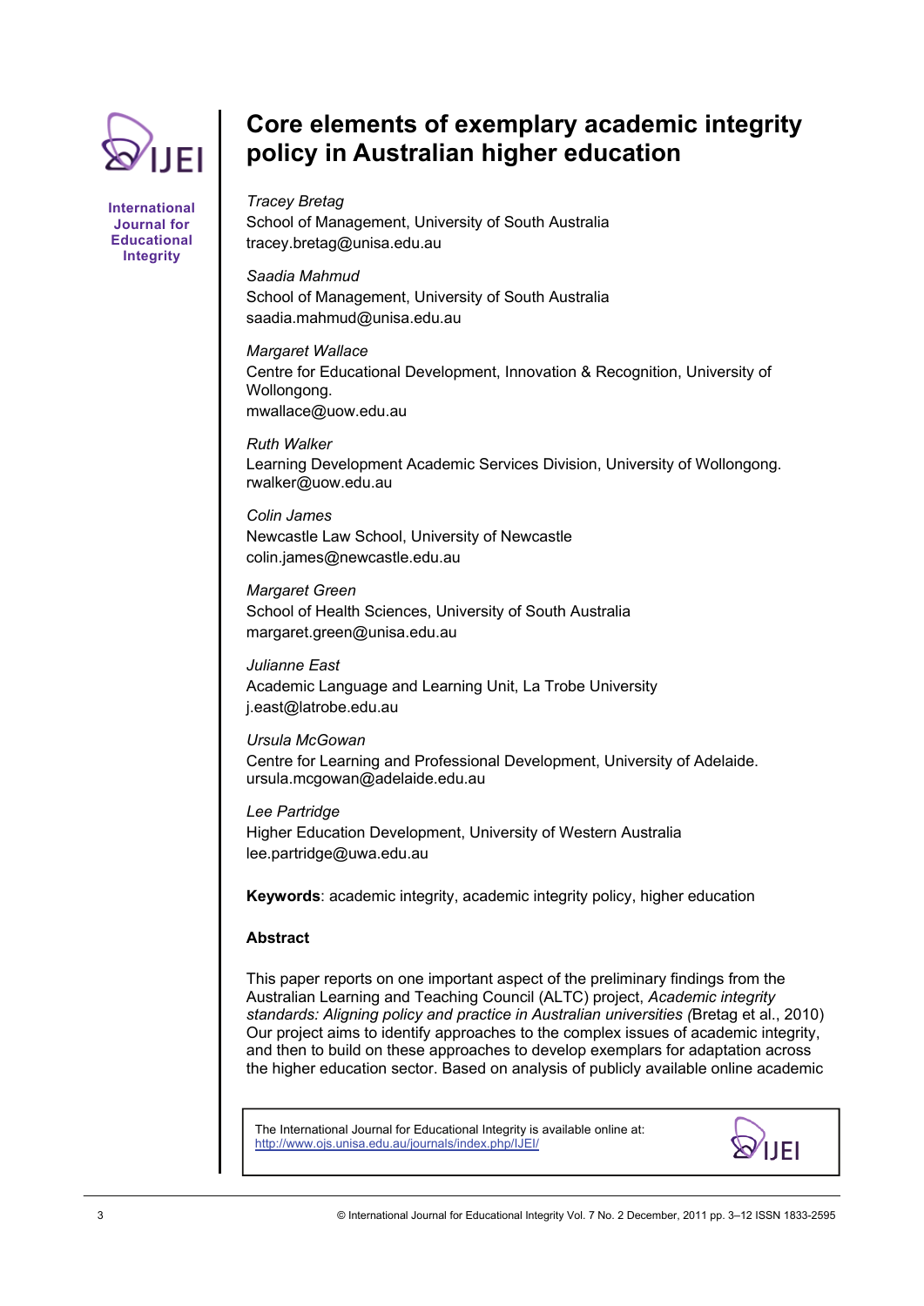# Core elements of exemplary academic integrity policy in Australian higher education

*Tracey Bretag*
School of Management, University of South Australia
tracey.bretag@unisa.edu.au

*Saadia Mahmud*
School of Management, University of South Australia
saadia.mahmud@unisa.edu.au

*Margaret Wallace*
Centre for Educational Development, Innovation & Recognition, University of Wollongong.
mwallace@uow.edu.au

*Ruth Walker*
Learning Development Academic Services Division, University of Wollongong.
rwalker@uow.edu.au

*Colin James*
Newcastle Law School, University of Newcastle
colin.james@newcastle.edu.au

*Margaret Green*
School of Health Sciences, University of South Australia
margaret.green@unisa.edu.au

*Julianne East*
Academic Language and Learning Unit, La Trobe University
j.east@latrobe.edu.au

*Ursula McGowan*
Centre for Learning and Professional Development, University of Adelaide.
ursula.mcgowan@adelaide.edu.au

*Lee Partridge*
Higher Education Development, University of Western Australia
lee.partridge@uwa.edu.au

**Keywords**: academic integrity, academic integrity policy, higher education

## Abstract

This paper reports on one important aspect of the preliminary findings from the Australian Learning and Teaching Council (ALTC) project, *Academic integrity standards: Aligning policy and practice in Australian universities (*Bretag et al., 2010) Our project aims to identify approaches to the complex issues of academic integrity, and then to build on these approaches to develop exemplars for adaptation across the higher education sector. Based on analysis of publicly available online academic

The International Journal for Educational Integrity is available online at: http://www.ojs.unisa.edu.au/journals/index.php/IJEI/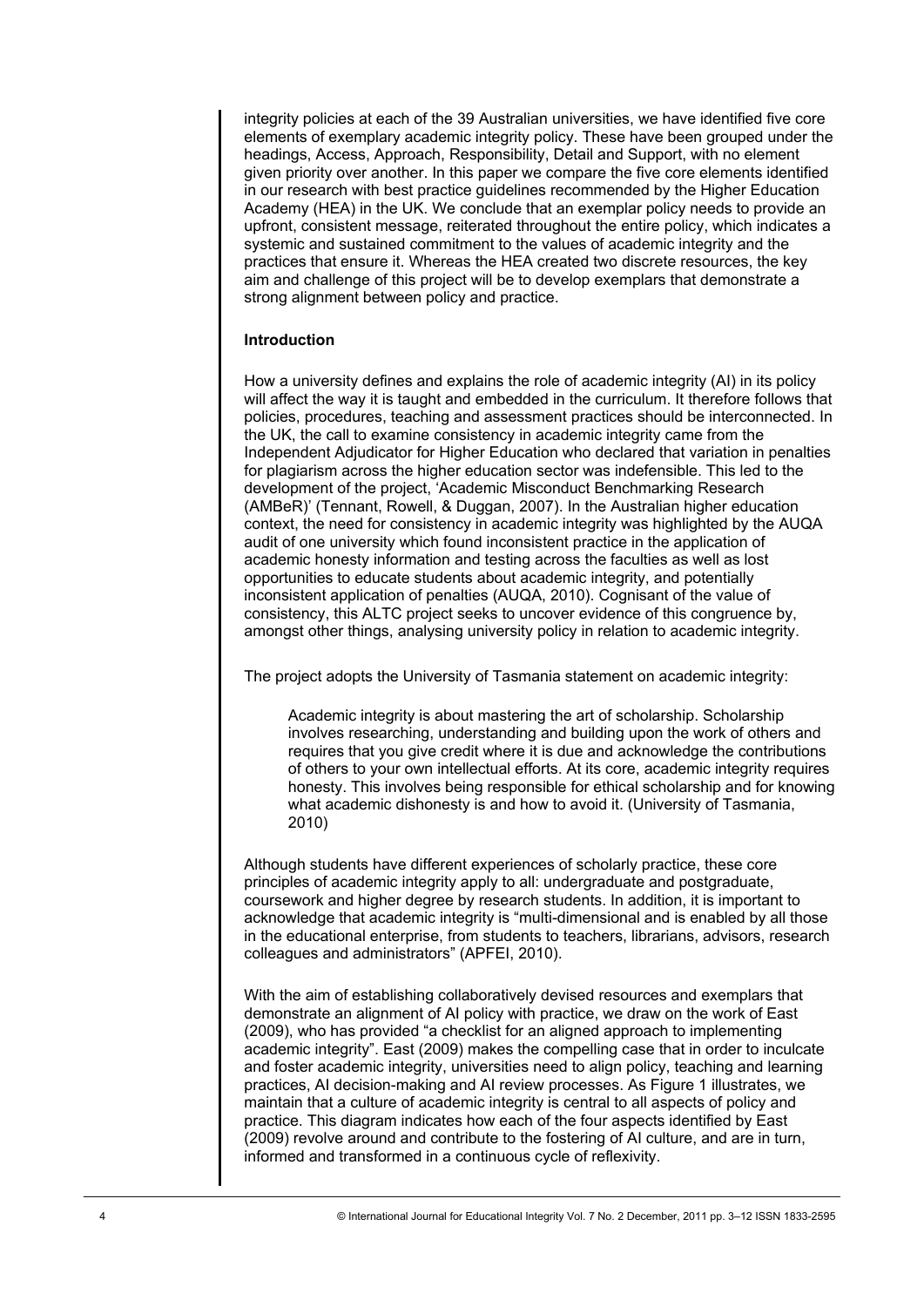integrity policies at each of the 39 Australian universities, we have identified five core elements of exemplary academic integrity policy. These have been grouped under the headings, Access, Approach, Responsibility, Detail and Support, with no element given priority over another. In this paper we compare the five core elements identified in our research with best practice guidelines recommended by the Higher Education Academy (HEA) in the UK. We conclude that an exemplar policy needs to provide an upfront, consistent message, reiterated throughout the entire policy, which indicates a systemic and sustained commitment to the values of academic integrity and the practices that ensure it. Whereas the HEA created two discrete resources, the key aim and challenge of this project will be to develop exemplars that demonstrate a strong alignment between policy and practice.

## Introduction

How a university defines and explains the role of academic integrity (AI) in its policy will affect the way it is taught and embedded in the curriculum. It therefore follows that policies, procedures, teaching and assessment practices should be interconnected. In the UK, the call to examine consistency in academic integrity came from the Independent Adjudicator for Higher Education who declared that variation in penalties for plagiarism across the higher education sector was indefensible. This led to the development of the project, 'Academic Misconduct Benchmarking Research (AMBeR)' (Tennant, Rowell, & Duggan, 2007). In the Australian higher education context, the need for consistency in academic integrity was highlighted by the AUQA audit of one university which found inconsistent practice in the application of academic honesty information and testing across the faculties as well as lost opportunities to educate students about academic integrity, and potentially inconsistent application of penalties (AUQA, 2010). Cognisant of the value of consistency, this ALTC project seeks to uncover evidence of this congruence by, amongst other things, analysing university policy in relation to academic integrity.

The project adopts the University of Tasmania statement on academic integrity:

> Academic integrity is about mastering the art of scholarship. Scholarship involves researching, understanding and building upon the work of others and requires that you give credit where it is due and acknowledge the contributions of others to your own intellectual efforts. At its core, academic integrity requires honesty. This involves being responsible for ethical scholarship and for knowing what academic dishonesty is and how to avoid it. (University of Tasmania, 2010)

Although students have different experiences of scholarly practice, these core principles of academic integrity apply to all: undergraduate and postgraduate, coursework and higher degree by research students. In addition, it is important to acknowledge that academic integrity is "multi-dimensional and is enabled by all those in the educational enterprise, from students to teachers, librarians, advisors, research colleagues and administrators" (APFEI, 2010).

With the aim of establishing collaboratively devised resources and exemplars that demonstrate an alignment of AI policy with practice, we draw on the work of East (2009), who has provided "a checklist for an aligned approach to implementing academic integrity". East (2009) makes the compelling case that in order to inculcate and foster academic integrity, universities need to align policy, teaching and learning practices, AI decision-making and AI review processes. As Figure 1 illustrates, we maintain that a culture of academic integrity is central to all aspects of policy and practice. This diagram indicates how each of the four aspects identified by East (2009) revolve around and contribute to the fostering of AI culture, and are in turn, informed and transformed in a continuous cycle of reflexivity.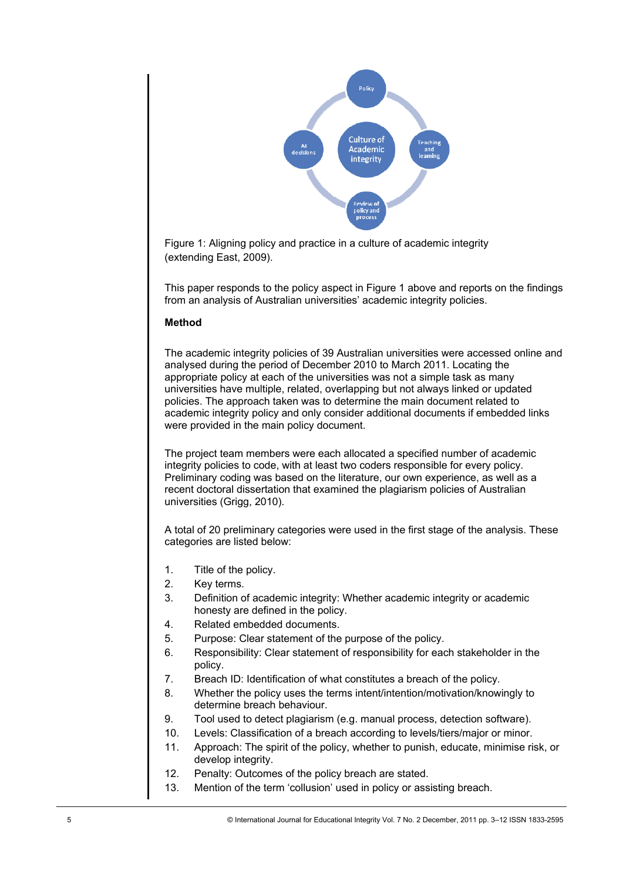Figure 1: Aligning policy and practice in a culture of academic integrity (extending East, 2009).

This paper responds to the policy aspect in Figure 1 above and reports on the findings from an analysis of Australian universities' academic integrity policies.

**Method**

The academic integrity policies of 39 Australian universities were accessed online and analysed during the period of December 2010 to March 2011. Locating the appropriate policy at each of the universities was not a simple task as many universities have multiple, related, overlapping but not always linked or updated policies. The approach taken was to determine the main document related to academic integrity policy and only consider additional documents if embedded links were provided in the main policy document.

The project team members were each allocated a specified number of academic integrity policies to code, with at least two coders responsible for every policy. Preliminary coding was based on the literature, our own experience, as well as a recent doctoral dissertation that examined the plagiarism policies of Australian universities (Grigg, 2010).

A total of 20 preliminary categories were used in the first stage of the analysis. These categories are listed below:

1. Title of the policy.
2. Key terms.
3. Definition of academic integrity: Whether academic integrity or academic honesty are defined in the policy.
4. Related embedded documents.
5. Purpose: Clear statement of the purpose of the policy.
6. Responsibility: Clear statement of responsibility for each stakeholder in the policy.
7. Breach ID: Identification of what constitutes a breach of the policy.
8. Whether the policy uses the terms intent/intention/motivation/knowingly to determine breach behaviour.
9. Tool used to detect plagiarism (e.g. manual process, detection software).
10. Levels: Classification of a breach according to levels/tiers/major or minor.
11. Approach: The spirit of the policy, whether to punish, educate, minimise risk, or develop integrity.
12. Penalty: Outcomes of the policy breach are stated.
13. Mention of the term 'collusion' used in policy or assisting breach.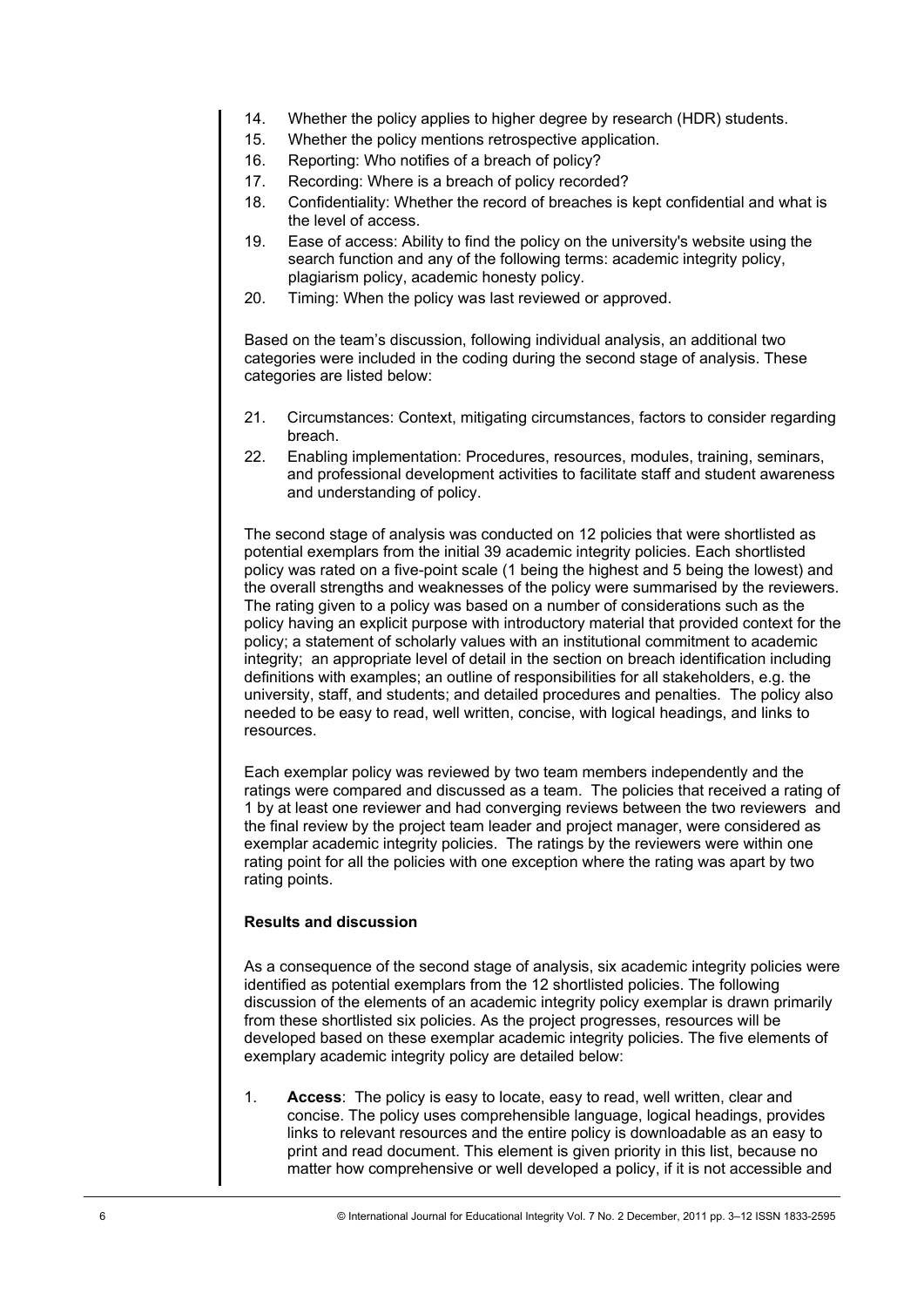14. Whether the policy applies to higher degree by research (HDR) students.
15. Whether the policy mentions retrospective application.
16. Reporting: Who notifies of a breach of policy?
17. Recording: Where is a breach of policy recorded?
18. Confidentiality: Whether the record of breaches is kept confidential and what is the level of access.
19. Ease of access: Ability to find the policy on the university's website using the search function and any of the following terms: academic integrity policy, plagiarism policy, academic honesty policy.
20. Timing: When the policy was last reviewed or approved.

Based on the team's discussion, following individual analysis, an additional two categories were included in the coding during the second stage of analysis. These categories are listed below:

21. Circumstances: Context, mitigating circumstances, factors to consider regarding breach.
22. Enabling implementation: Procedures, resources, modules, training, seminars, and professional development activities to facilitate staff and student awareness and understanding of policy.

The second stage of analysis was conducted on 12 policies that were shortlisted as potential exemplars from the initial 39 academic integrity policies. Each shortlisted policy was rated on a five-point scale (1 being the highest and 5 being the lowest) and the overall strengths and weaknesses of the policy were summarised by the reviewers. The rating given to a policy was based on a number of considerations such as the policy having an explicit purpose with introductory material that provided context for the policy; a statement of scholarly values with an institutional commitment to academic integrity; an appropriate level of detail in the section on breach identification including definitions with examples; an outline of responsibilities for all stakeholders, e.g. the university, staff, and students; and detailed procedures and penalties. The policy also needed to be easy to read, well written, concise, with logical headings, and links to resources.

Each exemplar policy was reviewed by two team members independently and the ratings were compared and discussed as a team. The policies that received a rating of 1 by at least one reviewer and had converging reviews between the two reviewers and the final review by the project team leader and project manager, were considered as exemplar academic integrity policies. The ratings by the reviewers were within one rating point for all the policies with one exception where the rating was apart by two rating points.

**Results and discussion**

As a consequence of the second stage of analysis, six academic integrity policies were identified as potential exemplars from the 12 shortlisted policies. The following discussion of the elements of an academic integrity policy exemplar is drawn primarily from these shortlisted six policies. As the project progresses, resources will be developed based on these exemplar academic integrity policies. The five elements of exemplary academic integrity policy are detailed below:

1. **Access**: The policy is easy to locate, easy to read, well written, clear and concise. The policy uses comprehensible language, logical headings, provides links to relevant resources and the entire policy is downloadable as an easy to print and read document. This element is given priority in this list, because no matter how comprehensive or well developed a policy, if it is not accessible and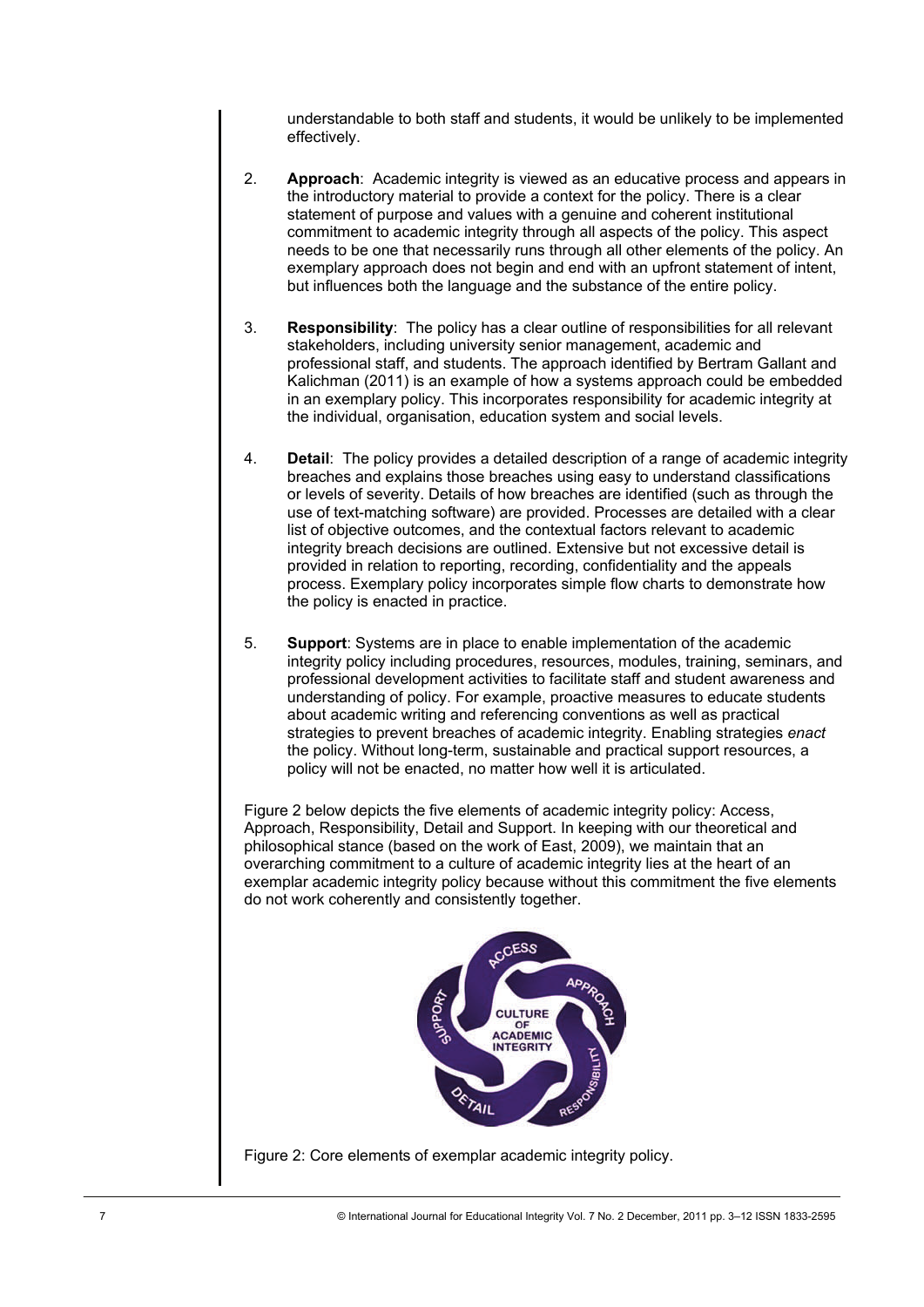understandable to both staff and students, it would be unlikely to be implemented effectively.

2. **Approach**: Academic integrity is viewed as an educative process and appears in the introductory material to provide a context for the policy. There is a clear statement of purpose and values with a genuine and coherent institutional commitment to academic integrity through all aspects of the policy. This aspect needs to be one that necessarily runs through all other elements of the policy. An exemplary approach does not begin and end with an upfront statement of intent, but influences both the language and the substance of the entire policy.

3. **Responsibility**: The policy has a clear outline of responsibilities for all relevant stakeholders, including university senior management, academic and professional staff, and students. The approach identified by Bertram Gallant and Kalichman (2011) is an example of how a systems approach could be embedded in an exemplary policy. This incorporates responsibility for academic integrity at the individual, organisation, education system and social levels.

4. **Detail**: The policy provides a detailed description of a range of academic integrity breaches and explains those breaches using easy to understand classifications or levels of severity. Details of how breaches are identified (such as through the use of text-matching software) are provided. Processes are detailed with a clear list of objective outcomes, and the contextual factors relevant to academic integrity breach decisions are outlined. Extensive but not excessive detail is provided in relation to reporting, recording, confidentiality and the appeals process. Exemplary policy incorporates simple flow charts to demonstrate how the policy is enacted in practice.

5. **Support**: Systems are in place to enable implementation of the academic integrity policy including procedures, resources, modules, training, seminars, and professional development activities to facilitate staff and student awareness and understanding of policy. For example, proactive measures to educate students about academic writing and referencing conventions as well as practical strategies to prevent breaches of academic integrity. Enabling strategies *enact* the policy. Without long-term, sustainable and practical support resources, a policy will not be enacted, no matter how well it is articulated.

Figure 2 below depicts the five elements of academic integrity policy: Access, Approach, Responsibility, Detail and Support. In keeping with our theoretical and philosophical stance (based on the work of East, 2009), we maintain that an overarching commitment to a culture of academic integrity lies at the heart of an exemplar academic integrity policy because without this commitment the five elements do not work coherently and consistently together.

Figure 2: Core elements of exemplar academic integrity policy.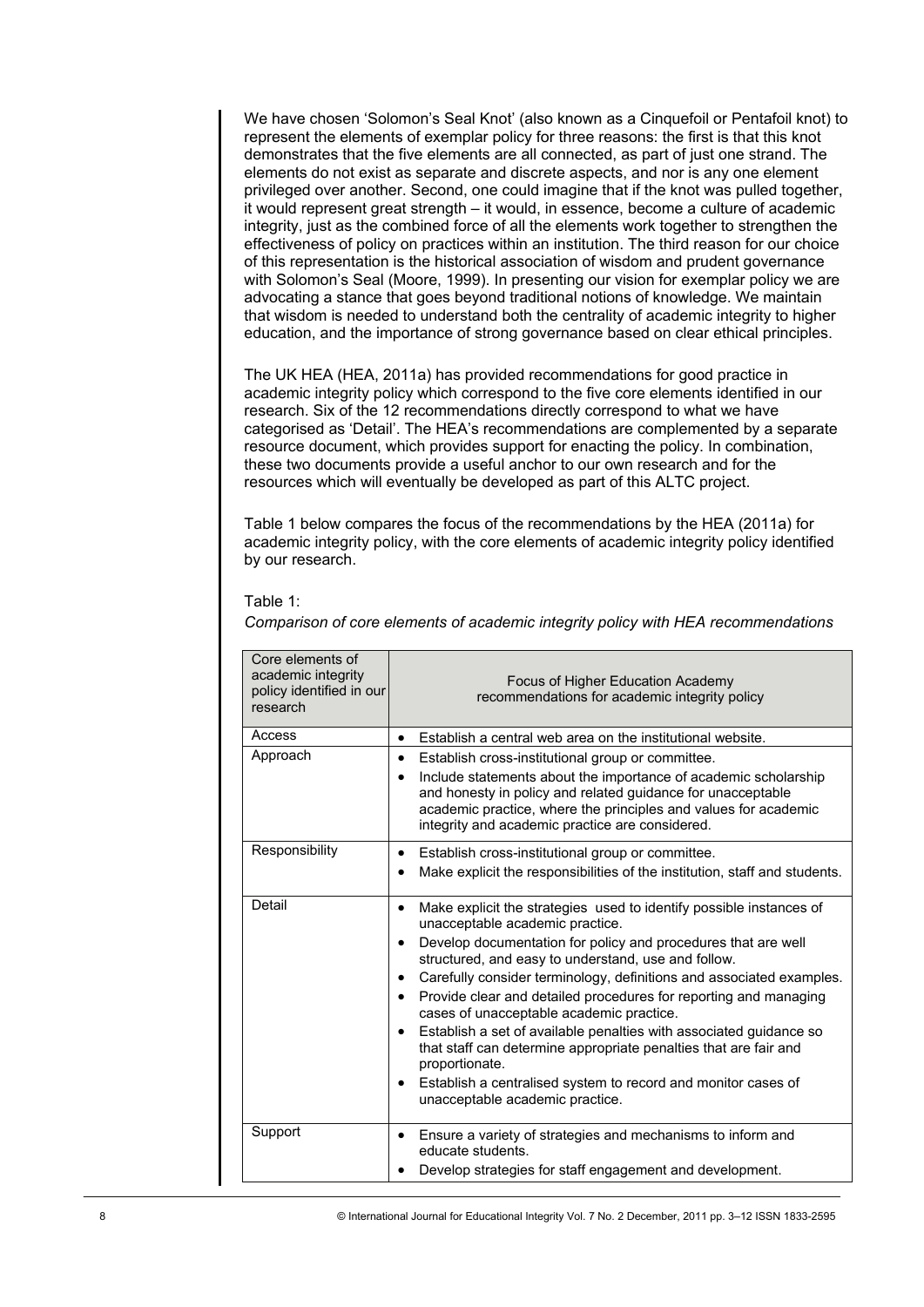We have chosen 'Solomon's Seal Knot' (also known as a Cinquefoil or Pentafoil knot) to represent the elements of exemplar policy for three reasons: the first is that this knot demonstrates that the five elements are all connected, as part of just one strand. The elements do not exist as separate and discrete aspects, and nor is any one element privileged over another. Second, one could imagine that if the knot was pulled together, it would represent great strength – it would, in essence, become a culture of academic integrity, just as the combined force of all the elements work together to strengthen the effectiveness of policy on practices within an institution. The third reason for our choice of this representation is the historical association of wisdom and prudent governance with Solomon's Seal (Moore, 1999). In presenting our vision for exemplar policy we are advocating a stance that goes beyond traditional notions of knowledge. We maintain that wisdom is needed to understand both the centrality of academic integrity to higher education, and the importance of strong governance based on clear ethical principles.

The UK HEA (HEA, 2011a) has provided recommendations for good practice in academic integrity policy which correspond to the five core elements identified in our research. Six of the 12 recommendations directly correspond to what we have categorised as 'Detail'. The HEA's recommendations are complemented by a separate resource document, which provides support for enacting the policy. In combination, these two documents provide a useful anchor to our own research and for the resources which will eventually be developed as part of this ALTC project.

Table 1 below compares the focus of the recommendations by the HEA (2011a) for academic integrity policy, with the core elements of academic integrity policy identified by our research.

Table 1:

*Comparison of core elements of academic integrity policy with HEA recommendations*

| Core elements of academic integrity policy identified in our research | Focus of Higher Education Academy recommendations for academic integrity policy |
|---|---|
| Access | • Establish a central web area on the institutional website. |
| Approach | • Establish cross-institutional group or committee.<br>• Include statements about the importance of academic scholarship and honesty in policy and related guidance for unacceptable academic practice, where the principles and values for academic integrity and academic practice are considered. |
| Responsibility | • Establish cross-institutional group or committee.<br>• Make explicit the responsibilities of the institution, staff and students. |
| Detail | • Make explicit the strategies used to identify possible instances of unacceptable academic practice.<br>• Develop documentation for policy and procedures that are well structured, and easy to understand, use and follow.<br>• Carefully consider terminology, definitions and associated examples.<br>• Provide clear and detailed procedures for reporting and managing cases of unacceptable academic practice.<br>• Establish a set of available penalties with associated guidance so that staff can determine appropriate penalties that are fair and proportionate.<br>• Establish a centralised system to record and monitor cases of unacceptable academic practice. |
| Support | • Ensure a variety of strategies and mechanisms to inform and educate students.<br>• Develop strategies for staff engagement and development. |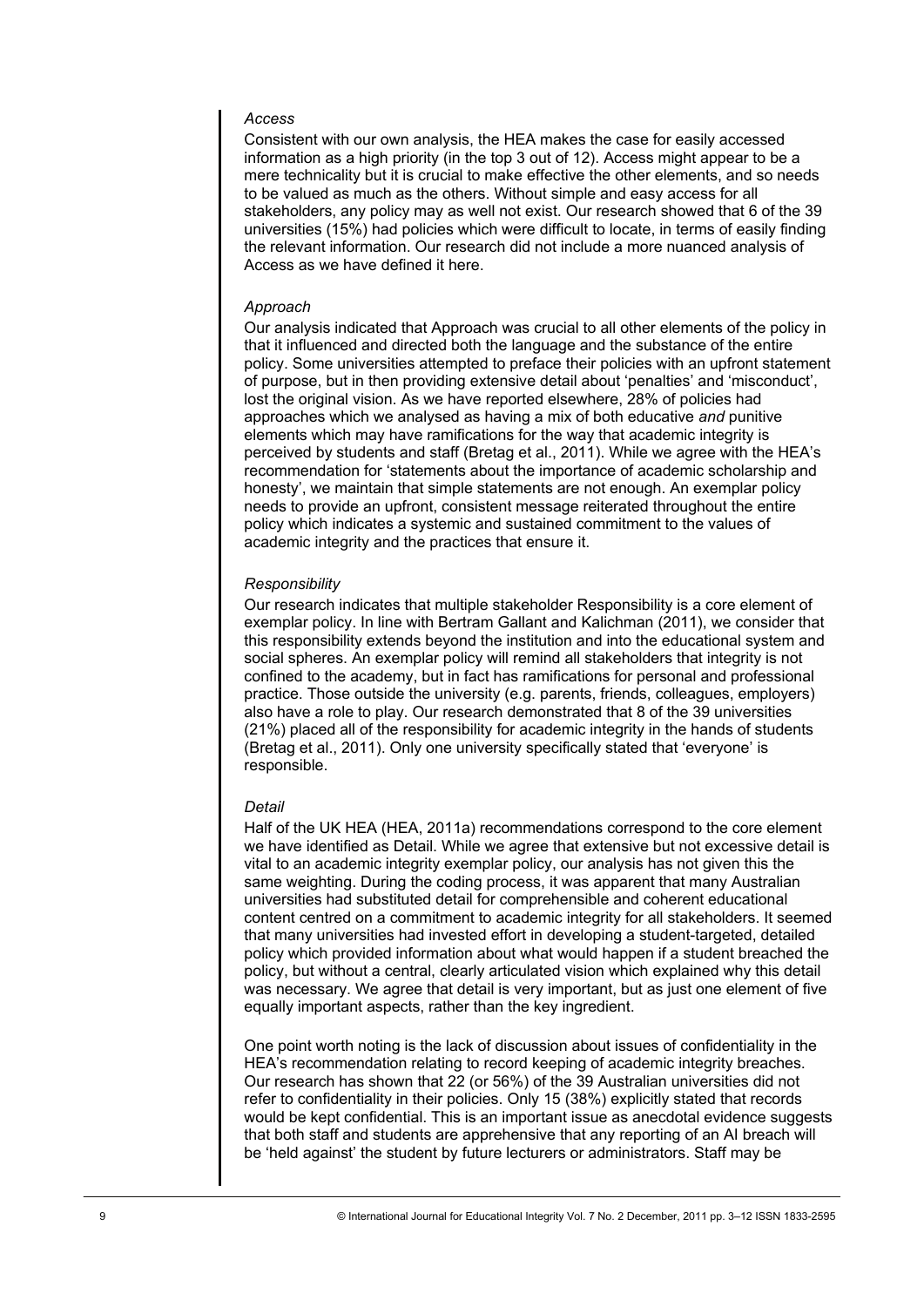*Access*

Consistent with our own analysis, the HEA makes the case for easily accessed information as a high priority (in the top 3 out of 12). Access might appear to be a mere technicality but it is crucial to make effective the other elements, and so needs to be valued as much as the others. Without simple and easy access for all stakeholders, any policy may as well not exist. Our research showed that 6 of the 39 universities (15%) had policies which were difficult to locate, in terms of easily finding the relevant information. Our research did not include a more nuanced analysis of Access as we have defined it here.

*Approach*

Our analysis indicated that Approach was crucial to all other elements of the policy in that it influenced and directed both the language and the substance of the entire policy. Some universities attempted to preface their policies with an upfront statement of purpose, but in then providing extensive detail about 'penalties' and 'misconduct', lost the original vision. As we have reported elsewhere, 28% of policies had approaches which we analysed as having a mix of both educative *and* punitive elements which may have ramifications for the way that academic integrity is perceived by students and staff (Bretag et al., 2011). While we agree with the HEA's recommendation for 'statements about the importance of academic scholarship and honesty', we maintain that simple statements are not enough. An exemplar policy needs to provide an upfront, consistent message reiterated throughout the entire policy which indicates a systemic and sustained commitment to the values of academic integrity and the practices that ensure it.

*Responsibility*

Our research indicates that multiple stakeholder Responsibility is a core element of exemplar policy. In line with Bertram Gallant and Kalichman (2011), we consider that this responsibility extends beyond the institution and into the educational system and social spheres. An exemplar policy will remind all stakeholders that integrity is not confined to the academy, but in fact has ramifications for personal and professional practice. Those outside the university (e.g. parents, friends, colleagues, employers) also have a role to play. Our research demonstrated that 8 of the 39 universities (21%) placed all of the responsibility for academic integrity in the hands of students (Bretag et al., 2011). Only one university specifically stated that 'everyone' is responsible.

*Detail*

Half of the UK HEA (HEA, 2011a) recommendations correspond to the core element we have identified as Detail. While we agree that extensive but not excessive detail is vital to an academic integrity exemplar policy, our analysis has not given this the same weighting. During the coding process, it was apparent that many Australian universities had substituted detail for comprehensible and coherent educational content centred on a commitment to academic integrity for all stakeholders. It seemed that many universities had invested effort in developing a student-targeted, detailed policy which provided information about what would happen if a student breached the policy, but without a central, clearly articulated vision which explained why this detail was necessary. We agree that detail is very important, but as just one element of five equally important aspects, rather than the key ingredient.

One point worth noting is the lack of discussion about issues of confidentiality in the HEA's recommendation relating to record keeping of academic integrity breaches. Our research has shown that 22 (or 56%) of the 39 Australian universities did not refer to confidentiality in their policies. Only 15 (38%) explicitly stated that records would be kept confidential. This is an important issue as anecdotal evidence suggests that both staff and students are apprehensive that any reporting of an AI breach will be 'held against' the student by future lecturers or administrators. Staff may be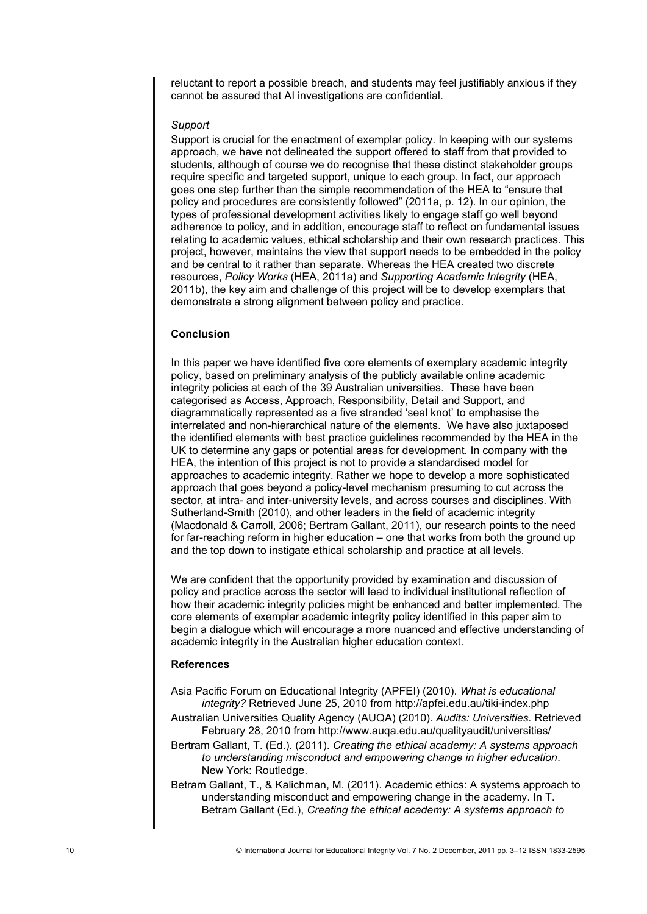reluctant to report a possible breach, and students may feel justifiably anxious if they cannot be assured that AI investigations are confidential.

*Support*

Support is crucial for the enactment of exemplar policy. In keeping with our systems approach, we have not delineated the support offered to staff from that provided to students, although of course we do recognise that these distinct stakeholder groups require specific and targeted support, unique to each group. In fact, our approach goes one step further than the simple recommendation of the HEA to "ensure that policy and procedures are consistently followed" (2011a, p. 12). In our opinion, the types of professional development activities likely to engage staff go well beyond adherence to policy, and in addition, encourage staff to reflect on fundamental issues relating to academic values, ethical scholarship and their own research practices. This project, however, maintains the view that support needs to be embedded in the policy and be central to it rather than separate. Whereas the HEA created two discrete resources, *Policy Works* (HEA, 2011a) and *Supporting Academic Integrity* (HEA, 2011b), the key aim and challenge of this project will be to develop exemplars that demonstrate a strong alignment between policy and practice.

## Conclusion

In this paper we have identified five core elements of exemplary academic integrity policy, based on preliminary analysis of the publicly available online academic integrity policies at each of the 39 Australian universities. These have been categorised as Access, Approach, Responsibility, Detail and Support, and diagrammatically represented as a five stranded 'seal knot' to emphasise the interrelated and non-hierarchical nature of the elements. We have also juxtaposed the identified elements with best practice guidelines recommended by the HEA in the UK to determine any gaps or potential areas for development. In company with the HEA, the intention of this project is not to provide a standardised model for approaches to academic integrity. Rather we hope to develop a more sophisticated approach that goes beyond a policy-level mechanism presuming to cut across the sector, at intra- and inter-university levels, and across courses and disciplines. With Sutherland-Smith (2010), and other leaders in the field of academic integrity (Macdonald & Carroll, 2006; Bertram Gallant, 2011), our research points to the need for far-reaching reform in higher education – one that works from both the ground up and the top down to instigate ethical scholarship and practice at all levels.

We are confident that the opportunity provided by examination and discussion of policy and practice across the sector will lead to individual institutional reflection of how their academic integrity policies might be enhanced and better implemented. The core elements of exemplar academic integrity policy identified in this paper aim to begin a dialogue which will encourage a more nuanced and effective understanding of academic integrity in the Australian higher education context.

## References

Asia Pacific Forum on Educational Integrity (APFEI) (2010). *What is educational integrity?* Retrieved June 25, 2010 from http://apfei.edu.au/tiki-index.php

Australian Universities Quality Agency (AUQA) (2010). *Audits: Universities.* Retrieved February 28, 2010 from http://www.auqa.edu.au/qualityaudit/universities/

Bertram Gallant, T. (Ed.). (2011). *Creating the ethical academy: A systems approach to understanding misconduct and empowering change in higher education*. New York: Routledge.

Betram Gallant, T., & Kalichman, M. (2011). Academic ethics: A systems approach to understanding misconduct and empowering change in the academy. In T. Betram Gallant (Ed.), *Creating the ethical academy: A systems approach to*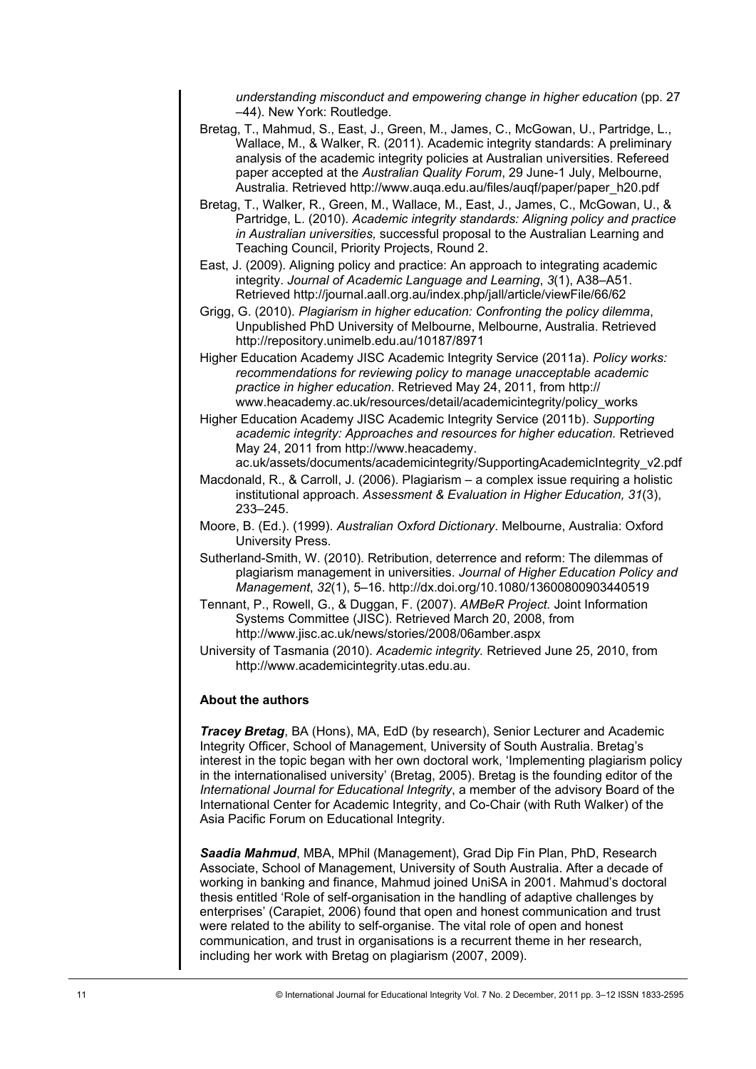*understanding misconduct and empowering change in higher education* (pp. 27 –44). New York: Routledge.

Bretag, T., Mahmud, S., East, J., Green, M., James, C., McGowan, U., Partridge, L., Wallace, M., & Walker, R. (2011). Academic integrity standards: A preliminary analysis of the academic integrity policies at Australian universities. Refereed paper accepted at the *Australian Quality Forum*, 29 June-1 July, Melbourne, Australia. Retrieved http://www.auqa.edu.au/files/auqf/paper/paper_h20.pdf

Bretag, T., Walker, R., Green, M., Wallace, M., East, J., James, C., McGowan, U., & Partridge, L. (2010). *Academic integrity standards: Aligning policy and practice in Australian universities,* successful proposal to the Australian Learning and Teaching Council, Priority Projects, Round 2.

East, J. (2009). Aligning policy and practice: An approach to integrating academic integrity. *Journal of Academic Language and Learning*, *3*(1), A38–A51. Retrieved http://journal.aall.org.au/index.php/jall/article/viewFile/66/62

Grigg, G. (2010). *Plagiarism in higher education: Confronting the policy dilemma*, Unpublished PhD University of Melbourne, Melbourne, Australia. Retrieved http://repository.unimelb.edu.au/10187/8971

Higher Education Academy JISC Academic Integrity Service (2011a). *Policy works: recommendations for reviewing policy to manage unacceptable academic practice in higher education*. Retrieved May 24, 2011, from http://www.heacademy.ac.uk/resources/detail/academicintegrity/policy_works

Higher Education Academy JISC Academic Integrity Service (2011b). *Supporting academic integrity: Approaches and resources for higher education.* Retrieved May 24, 2011 from http://www.heacademy.ac.uk/assets/documents/academicintegrity/SupportingAcademicIntegrity_v2.pdf

Macdonald, R., & Carroll, J. (2006). Plagiarism – a complex issue requiring a holistic institutional approach. *Assessment & Evaluation in Higher Education, 31*(3), 233–245.

Moore, B. (Ed.). (1999). *Australian Oxford Dictionary*. Melbourne, Australia: Oxford University Press.

Sutherland-Smith, W. (2010). Retribution, deterrence and reform: The dilemmas of plagiarism management in universities. *Journal of Higher Education Policy and Management*, *32*(1), 5–16. http://dx.doi.org/10.1080/13600800903440519

Tennant, P., Rowell, G., & Duggan, F. (2007). *AMBeR Project.* Joint Information Systems Committee (JISC). Retrieved March 20, 2008, from http://www.jisc.ac.uk/news/stories/2008/06amber.aspx

University of Tasmania (2010). *Academic integrity.* Retrieved June 25, 2010, from http://www.academicintegrity.utas.edu.au.

### About the authors

***Tracey Bretag***, BA (Hons), MA, EdD (by research), Senior Lecturer and Academic Integrity Officer, School of Management, University of South Australia. Bretag's interest in the topic began with her own doctoral work, 'Implementing plagiarism policy in the internationalised university' (Bretag, 2005). Bretag is the founding editor of the *International Journal for Educational Integrity*, a member of the advisory Board of the International Center for Academic Integrity, and Co-Chair (with Ruth Walker) of the Asia Pacific Forum on Educational Integrity.

***Saadia Mahmud***, MBA, MPhil (Management), Grad Dip Fin Plan, PhD, Research Associate, School of Management, University of South Australia. After a decade of working in banking and finance, Mahmud joined UniSA in 2001. Mahmud's doctoral thesis entitled 'Role of self-organisation in the handling of adaptive challenges by enterprises' (Carapiet, 2006) found that open and honest communication and trust were related to the ability to self-organise. The vital role of open and honest communication, and trust in organisations is a recurrent theme in her research, including her work with Bretag on plagiarism (2007, 2009).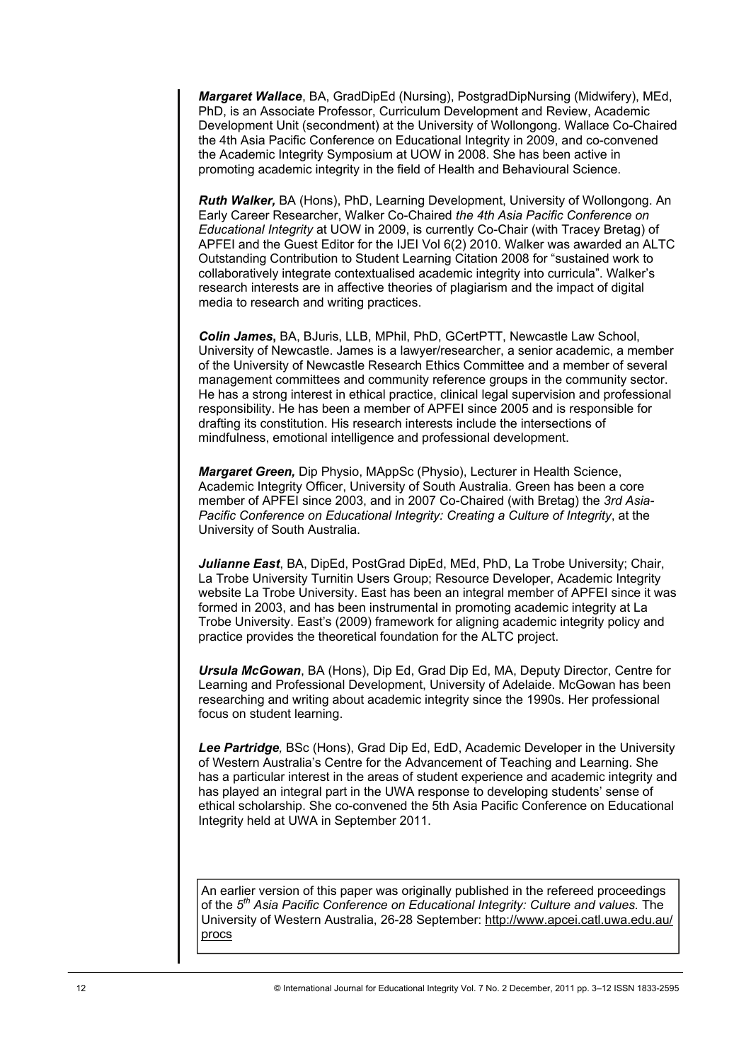***Margaret Wallace***, BA, GradDipEd (Nursing), PostgradDipNursing (Midwifery), MEd, PhD, is an Associate Professor, Curriculum Development and Review, Academic Development Unit (secondment) at the University of Wollongong. Wallace Co-Chaired the 4th Asia Pacific Conference on Educational Integrity in 2009, and co-convened the Academic Integrity Symposium at UOW in 2008. She has been active in promoting academic integrity in the field of Health and Behavioural Science.

***Ruth Walker,*** BA (Hons), PhD, Learning Development, University of Wollongong. An Early Career Researcher, Walker Co-Chaired *the 4th Asia Pacific Conference on Educational Integrity* at UOW in 2009, is currently Co-Chair (with Tracey Bretag) of APFEI and the Guest Editor for the IJEI Vol 6(2) 2010. Walker was awarded an ALTC Outstanding Contribution to Student Learning Citation 2008 for "sustained work to collaboratively integrate contextualised academic integrity into curricula". Walker's research interests are in affective theories of plagiarism and the impact of digital media to research and writing practices.

***Colin James*****,** BA, BJuris, LLB, MPhil, PhD, GCertPTT, Newcastle Law School, University of Newcastle. James is a lawyer/researcher, a senior academic, a member of the University of Newcastle Research Ethics Committee and a member of several management committees and community reference groups in the community sector. He has a strong interest in ethical practice, clinical legal supervision and professional responsibility. He has been a member of APFEI since 2005 and is responsible for drafting its constitution. His research interests include the intersections of mindfulness, emotional intelligence and professional development.

***Margaret Green,*** Dip Physio, MAppSc (Physio), Lecturer in Health Science, Academic Integrity Officer, University of South Australia. Green has been a core member of APFEI since 2003, and in 2007 Co-Chaired (with Bretag) the *3rd Asia-Pacific Conference on Educational Integrity: Creating a Culture of Integrity*, at the University of South Australia.

***Julianne East***, BA, DipEd, PostGrad DipEd, MEd, PhD, La Trobe University; Chair, La Trobe University Turnitin Users Group; Resource Developer, Academic Integrity website La Trobe University. East has been an integral member of APFEI since it was formed in 2003, and has been instrumental in promoting academic integrity at La Trobe University. East's (2009) framework for aligning academic integrity policy and practice provides the theoretical foundation for the ALTC project.

***Ursula McGowan***, BA (Hons), Dip Ed, Grad Dip Ed, MA, Deputy Director, Centre for Learning and Professional Development, University of Adelaide. McGowan has been researching and writing about academic integrity since the 1990s. Her professional focus on student learning.

***Lee Partridge****,* BSc (Hons), Grad Dip Ed, EdD, Academic Developer in the University of Western Australia's Centre for the Advancement of Teaching and Learning. She has a particular interest in the areas of student experience and academic integrity and has played an integral part in the UWA response to developing students' sense of ethical scholarship. She co-convened the 5th Asia Pacific Conference on Educational Integrity held at UWA in September 2011.

An earlier version of this paper was originally published in the refereed proceedings of the *5th Asia Pacific Conference on Educational Integrity: Culture and values.* The University of Western Australia, 26-28 September: http://www.apcei.catl.uwa.edu.au/procs